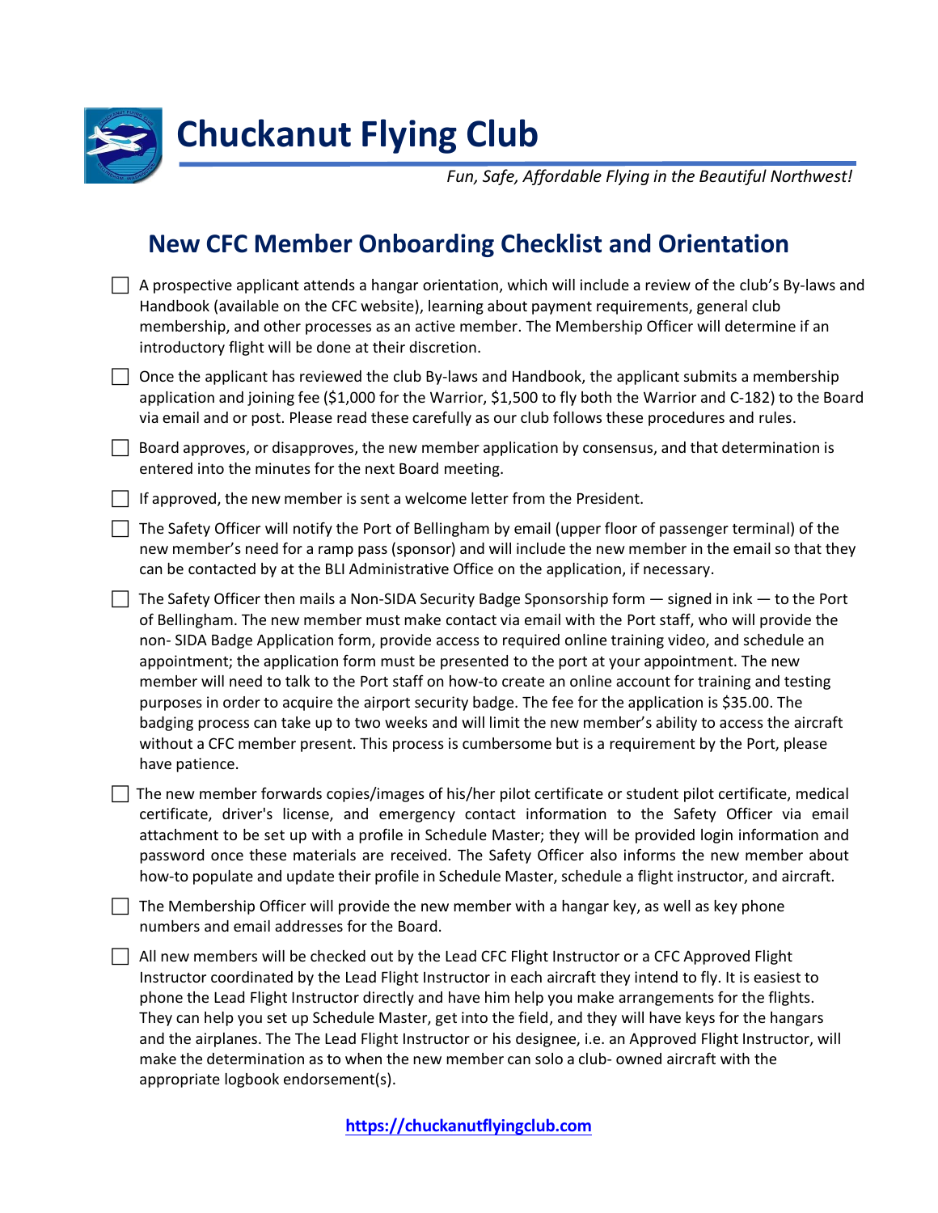# Chuckanut Flying Club

*Fun, Safe, Affordable Flying in the Beautiful Northwest!*

## New CFC Member Onboarding Checklist and Orientation

- [ ] A prospective applicant attends a hangar orientation, which will include a review of the club's By-laws and Handbook (available on the CFC website), learning about payment requirements, general club membership, and other processes as an active member. The Membership Officer will determine if an introductory flight will be done at their discretion.
- [ ] Once the applicant has reviewed the club By-laws and Handbook, the applicant submits a membership application and joining fee ($1,000 for the Warrior, $1,500 to fly both the Warrior and C-182) to the Board via email and or post. Please read these carefully as our club follows these procedures and rules.
- [ ] Board approves, or disapproves, the new member application by consensus, and that determination is entered into the minutes for the next Board meeting.
- [ ] If approved, the new member is sent a welcome letter from the President.
- [ ] The Safety Officer will notify the Port of Bellingham by email (upper floor of passenger terminal) of the new member's need for a ramp pass (sponsor) and will include the new member in the email so that they can be contacted by at the BLI Administrative Office on the application, if necessary.
- [ ] The Safety Officer then mails a Non-SIDA Security Badge Sponsorship form — signed in ink — to the Port of Bellingham. The new member must make contact via email with the Port staff, who will provide the non- SIDA Badge Application form, provide access to required online training video, and schedule an appointment; the application form must be presented to the port at your appointment. The new member will need to talk to the Port staff on how-to create an online account for training and testing purposes in order to acquire the airport security badge. The fee for the application is $35.00. The badging process can take up to two weeks and will limit the new member's ability to access the aircraft without a CFC member present. This process is cumbersome but is a requirement by the Port, please have patience.
- [ ] The new member forwards copies/images of his/her pilot certificate or student pilot certificate, medical certificate, driver's license, and emergency contact information to the Safety Officer via email attachment to be set up with a profile in Schedule Master; they will be provided login information and password once these materials are received. The Safety Officer also informs the new member about how-to populate and update their profile in Schedule Master, schedule a flight instructor, and aircraft.
- [ ] The Membership Officer will provide the new member with a hangar key, as well as key phone numbers and email addresses for the Board.
- [ ] All new members will be checked out by the Lead CFC Flight Instructor or a CFC Approved Flight Instructor coordinated by the Lead Flight Instructor in each aircraft they intend to fly. It is easiest to phone the Lead Flight Instructor directly and have him help you make arrangements for the flights. They can help you set up Schedule Master, get into the field, and they will have keys for the hangars and the airplanes. The The Lead Flight Instructor or his designee, i.e. an Approved Flight Instructor, will make the determination as to when the new member can solo a club- owned aircraft with the appropriate logbook endorsement(s).

**https://chuckanutflyingclub.com**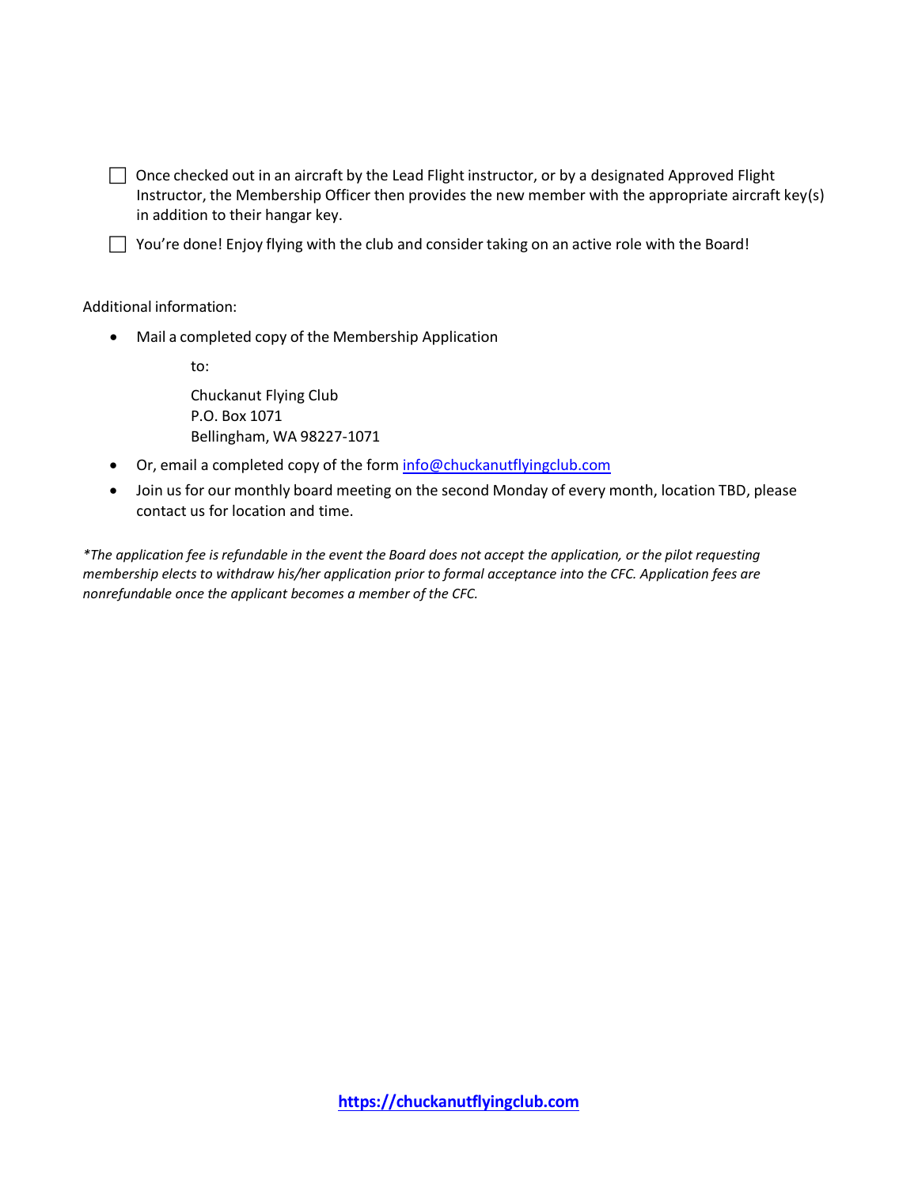- [ ] Once checked out in an aircraft by the Lead Flight instructor, or by a designated Approved Flight Instructor, the Membership Officer then provides the new member with the appropriate aircraft key(s) in addition to their hangar key.
- [ ] You're done! Enjoy flying with the club and consider taking on an active role with the Board!

Additional information:

- Mail a completed copy of the Membership Application

  to:

  Chuckanut Flying Club
  P.O. Box 1071
  Bellingham, WA 98227-1071

- Or, email a completed copy of the form [info@chuckanutflyingclub.com](mailto:info@chuckanutflyingclub.com)
- Join us for our monthly board meeting on the second Monday of every month, location TBD, please contact us for location and time.

*\*The application fee is refundable in the event the Board does not accept the application, or the pilot requesting membership elects to withdraw his/her application prior to formal acceptance into the CFC. Application fees are nonrefundable once the applicant becomes a member of the CFC.*

**[https://chuckanutflyingclub.com](https://chuckanutflyingclub.com)**